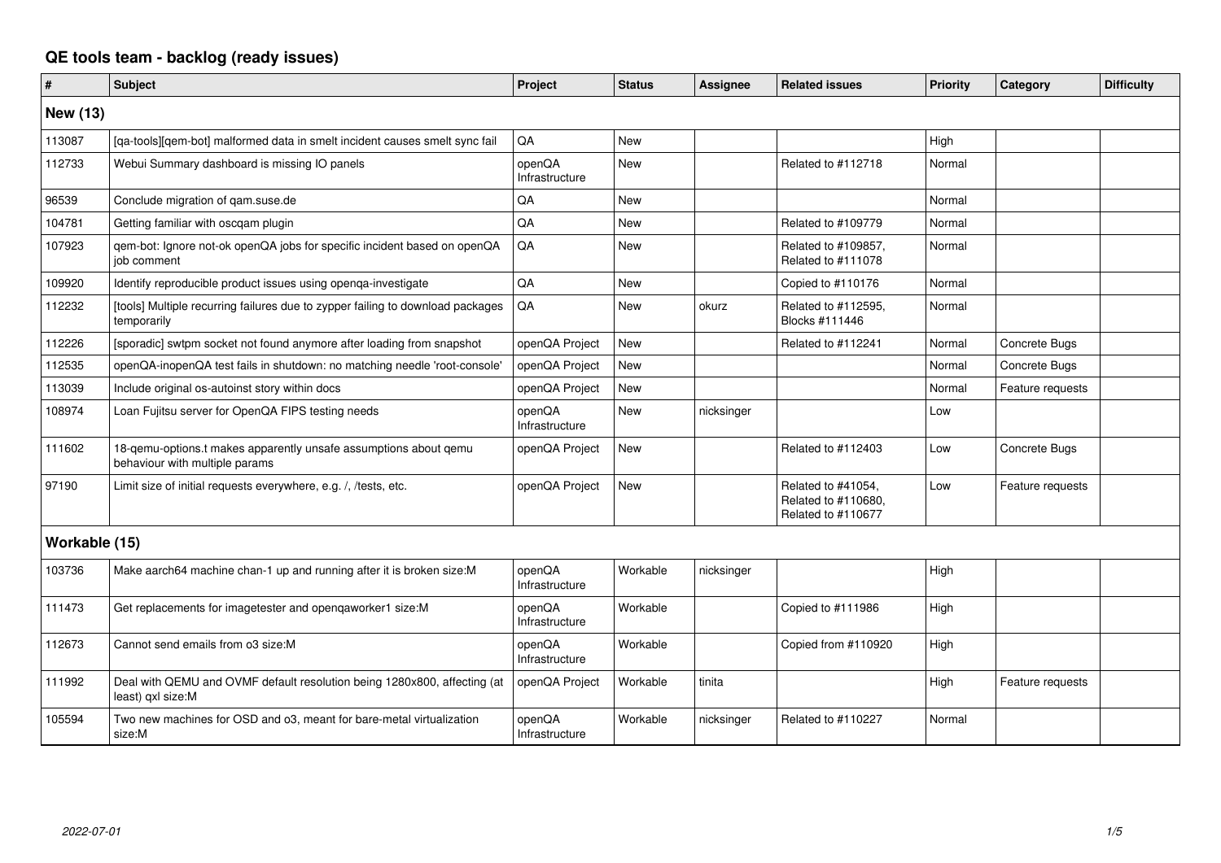# QE tools team - backlog (ready issues)

| # | Subject | Project | Status | Assignee | Related issues | Priority | Category | Difficulty |
|---|---|---|---|---|---|---|---|---|
| **New (13)** | | | | | | | | |
| 113087 | [qa-tools][qem-bot] malformed data in smelt incident causes smelt sync fail | QA | New | | | High | | |
| 112733 | Webui Summary dashboard is missing IO panels | openQA Infrastructure | New | | Related to #112718 | Normal | | |
| 96539 | Conclude migration of qam.suse.de | QA | New | | | Normal | | |
| 104781 | Getting familiar with oscqam plugin | QA | New | | Related to #109779 | Normal | | |
| 107923 | qem-bot: Ignore not-ok openQA jobs for specific incident based on openQA job comment | QA | New | | Related to #109857, Related to #111078 | Normal | | |
| 109920 | Identify reproducible product issues using openqa-investigate | QA | New | | Copied to #110176 | Normal | | |
| 112232 | [tools] Multiple recurring failures due to zypper failing to download packages temporarily | QA | New | okurz | Related to #112595, Blocks #111446 | Normal | | |
| 112226 | [sporadic] swtpm socket not found anymore after loading from snapshot | openQA Project | New | | Related to #112241 | Normal | Concrete Bugs | |
| 112535 | openQA-inopenQA test fails in shutdown: no matching needle 'root-console' | openQA Project | New | | | Normal | Concrete Bugs | |
| 113039 | Include original os-autoinst story within docs | openQA Project | New | | | Normal | Feature requests | |
| 108974 | Loan Fujitsu server for OpenQA FIPS testing needs | openQA Infrastructure | New | nicksinger | | Low | | |
| 111602 | 18-qemu-options.t makes apparently unsafe assumptions about qemu behaviour with multiple params | openQA Project | New | | Related to #112403 | Low | Concrete Bugs | |
| 97190 | Limit size of initial requests everywhere, e.g. /, /tests, etc. | openQA Project | New | | Related to #41054, Related to #110680, Related to #110677 | Low | Feature requests | |
| **Workable (15)** | | | | | | | | |
| 103736 | Make aarch64 machine chan-1 up and running after it is broken size:M | openQA Infrastructure | Workable | nicksinger | | High | | |
| 111473 | Get replacements for imagetester and openqaworker1 size:M | openQA Infrastructure | Workable | | Copied to #111986 | High | | |
| 112673 | Cannot send emails from o3 size:M | openQA Infrastructure | Workable | | Copied from #110920 | High | | |
| 111992 | Deal with QEMU and OVMF default resolution being 1280x800, affecting (at least) qxl size:M | openQA Project | Workable | tinita | | High | Feature requests | |
| 105594 | Two new machines for OSD and o3, meant for bare-metal virtualization size:M | openQA Infrastructure | Workable | nicksinger | Related to #110227 | Normal | | |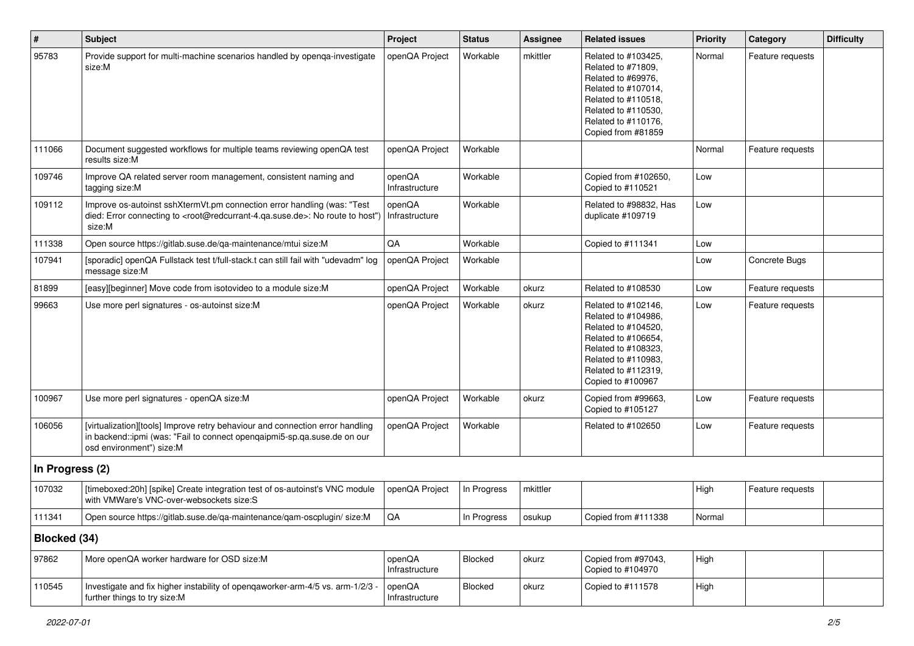| # | Subject | Project | Status | Assignee | Related issues | Priority | Category | Difficulty |
|---|---|---|---|---|---|---|---|---|
| 95783 | Provide support for multi-machine scenarios handled by openqa-investigate size:M | openQA Project | Workable | mkittler | Related to #103425, Related to #71809, Related to #69976, Related to #107014, Related to #110518, Related to #110530, Related to #110176, Copied from #81859 | Normal | Feature requests | |
| 111066 | Document suggested workflows for multiple teams reviewing openQA test results size:M | openQA Project | Workable | | | Normal | Feature requests | |
| 109746 | Improve QA related server room management, consistent naming and tagging size:M | openQA Infrastructure | Workable | | Copied from #102650, Copied to #110521 | Low | | |
| 109112 | Improve os-autoinst sshXtermVt.pm connection error handling (was: "Test died: Error connecting to <root@redcurrant-4.qa.suse.de>: No route to host") size:M | openQA Infrastructure | Workable | | Related to #98832, Has duplicate #109719 | Low | | |
| 111338 | Open source https://gitlab.suse.de/qa-maintenance/mtui size:M | QA | Workable | | Copied to #111341 | Low | | |
| 107941 | [sporadic] openQA Fullstack test t/full-stack.t can still fail with "udevadm" log message size:M | openQA Project | Workable | | | Low | Concrete Bugs | |
| 81899 | [easy][beginner] Move code from isotovideo to a module size:M | openQA Project | Workable | okurz | Related to #108530 | Low | Feature requests | |
| 99663 | Use more perl signatures - os-autoinst size:M | openQA Project | Workable | okurz | Related to #102146, Related to #104986, Related to #104520, Related to #106654, Related to #108323, Related to #110983, Related to #112319, Copied to #100967 | Low | Feature requests | |
| 100967 | Use more perl signatures - openQA size:M | openQA Project | Workable | okurz | Copied from #99663, Copied to #105127 | Low | Feature requests | |
| 106056 | [virtualization][tools] Improve retry behaviour and connection error handling in backend::ipmi (was: "Fail to connect openqaipmi5-sp.qa.suse.de on our osd environment") size:M | openQA Project | Workable | | Related to #102650 | Low | Feature requests | |
| **In Progress (2)** | | | | | | | | |
| 107032 | [timeboxed:20h] [spike] Create integration test of os-autoinst's VNC module with VMWare's VNC-over-websockets size:S | openQA Project | In Progress | mkittler | | High | Feature requests | |
| 111341 | Open source https://gitlab.suse.de/qa-maintenance/qam-oscplugin/ size:M | QA | In Progress | osukup | Copied from #111338 | Normal | | |
| **Blocked (34)** | | | | | | | | |
| 97862 | More openQA worker hardware for OSD size:M | openQA Infrastructure | Blocked | okurz | Copied from #97043, Copied to #104970 | High | | |
| 110545 | Investigate and fix higher instability of openqaworker-arm-4/5 vs. arm-1/2/3 - further things to try size:M | openQA Infrastructure | Blocked | okurz | Copied to #111578 | High | | |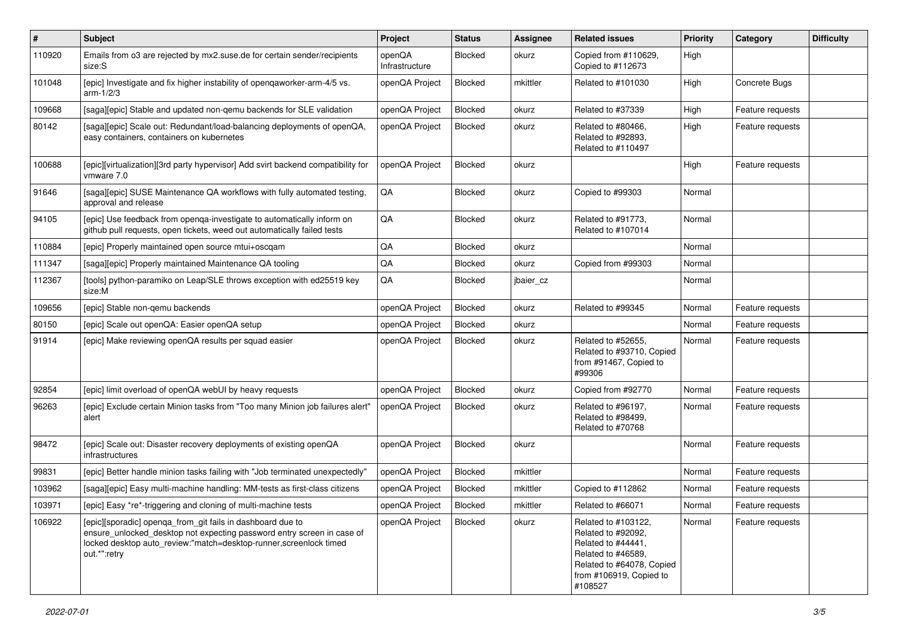| # | Subject | Project | Status | Assignee | Related issues | Priority | Category | Difficulty |
|---|---|---|---|---|---|---|---|---|
| 110920 | Emails from o3 are rejected by mx2.suse.de for certain sender/recipients size:S | openQA Infrastructure | Blocked | okurz | Copied from #110629, Copied to #112673 | High | | |
| 101048 | [epic] Investigate and fix higher instability of openqaworker-arm-4/5 vs. arm-1/2/3 | openQA Project | Blocked | mkittler | Related to #101030 | High | Concrete Bugs | |
| 109668 | [saga][epic] Stable and updated non-qemu backends for SLE validation | openQA Project | Blocked | okurz | Related to #37339 | High | Feature requests | |
| 80142 | [saga][epic] Scale out: Redundant/load-balancing deployments of openQA, easy containers, containers on kubernetes | openQA Project | Blocked | okurz | Related to #80466, Related to #92893, Related to #110497 | High | Feature requests | |
| 100688 | [epic][virtualization][3rd party hypervisor] Add svirt backend compatibility for vmware 7.0 | openQA Project | Blocked | okurz | | High | Feature requests | |
| 91646 | [saga][epic] SUSE Maintenance QA workflows with fully automated testing, approval and release | QA | Blocked | okurz | Copied to #99303 | Normal | | |
| 94105 | [epic] Use feedback from openqa-investigate to automatically inform on github pull requests, open tickets, weed out automatically failed tests | QA | Blocked | okurz | Related to #91773, Related to #107014 | Normal | | |
| 110884 | [epic] Properly maintained open source mtui+oscqam | QA | Blocked | okurz | | Normal | | |
| 111347 | [saga][epic] Properly maintained Maintenance QA tooling | QA | Blocked | okurz | Copied from #99303 | Normal | | |
| 112367 | [tools] python-paramiko on Leap/SLE throws exception with ed25519 key size:M | QA | Blocked | jbaier_cz | | Normal | | |
| 109656 | [epic] Stable non-qemu backends | openQA Project | Blocked | okurz | Related to #99345 | Normal | Feature requests | |
| 80150 | [epic] Scale out openQA: Easier openQA setup | openQA Project | Blocked | okurz | | Normal | Feature requests | |
| 91914 | [epic] Make reviewing openQA results per squad easier | openQA Project | Blocked | okurz | Related to #52655, Related to #93710, Copied from #91467, Copied to #99306 | Normal | Feature requests | |
| 92854 | [epic] limit overload of openQA webUI by heavy requests | openQA Project | Blocked | okurz | Copied from #92770 | Normal | Feature requests | |
| 96263 | [epic] Exclude certain Minion tasks from "Too many Minion job failures alert" alert | openQA Project | Blocked | okurz | Related to #96197, Related to #98499, Related to #70768 | Normal | Feature requests | |
| 98472 | [epic] Scale out: Disaster recovery deployments of existing openQA infrastructures | openQA Project | Blocked | okurz | | Normal | Feature requests | |
| 99831 | [epic] Better handle minion tasks failing with "Job terminated unexpectedly" | openQA Project | Blocked | mkittler | | Normal | Feature requests | |
| 103962 | [saga][epic] Easy multi-machine handling: MM-tests as first-class citizens | openQA Project | Blocked | mkittler | Copied to #112862 | Normal | Feature requests | |
| 103971 | [epic] Easy *re*-triggering and cloning of multi-machine tests | openQA Project | Blocked | mkittler | Related to #66071 | Normal | Feature requests | |
| 106922 | [epic][sporadic] openqa_from_git fails in dashboard due to ensure_unlocked_desktop not expecting password entry screen in case of locked desktop auto_review:"match=desktop-runner,screenlock timed out.*":retry | openQA Project | Blocked | okurz | Related to #103122, Related to #92092, Related to #44441, Related to #46589, Related to #64078, Copied from #106919, Copied to #108527 | Normal | Feature requests | |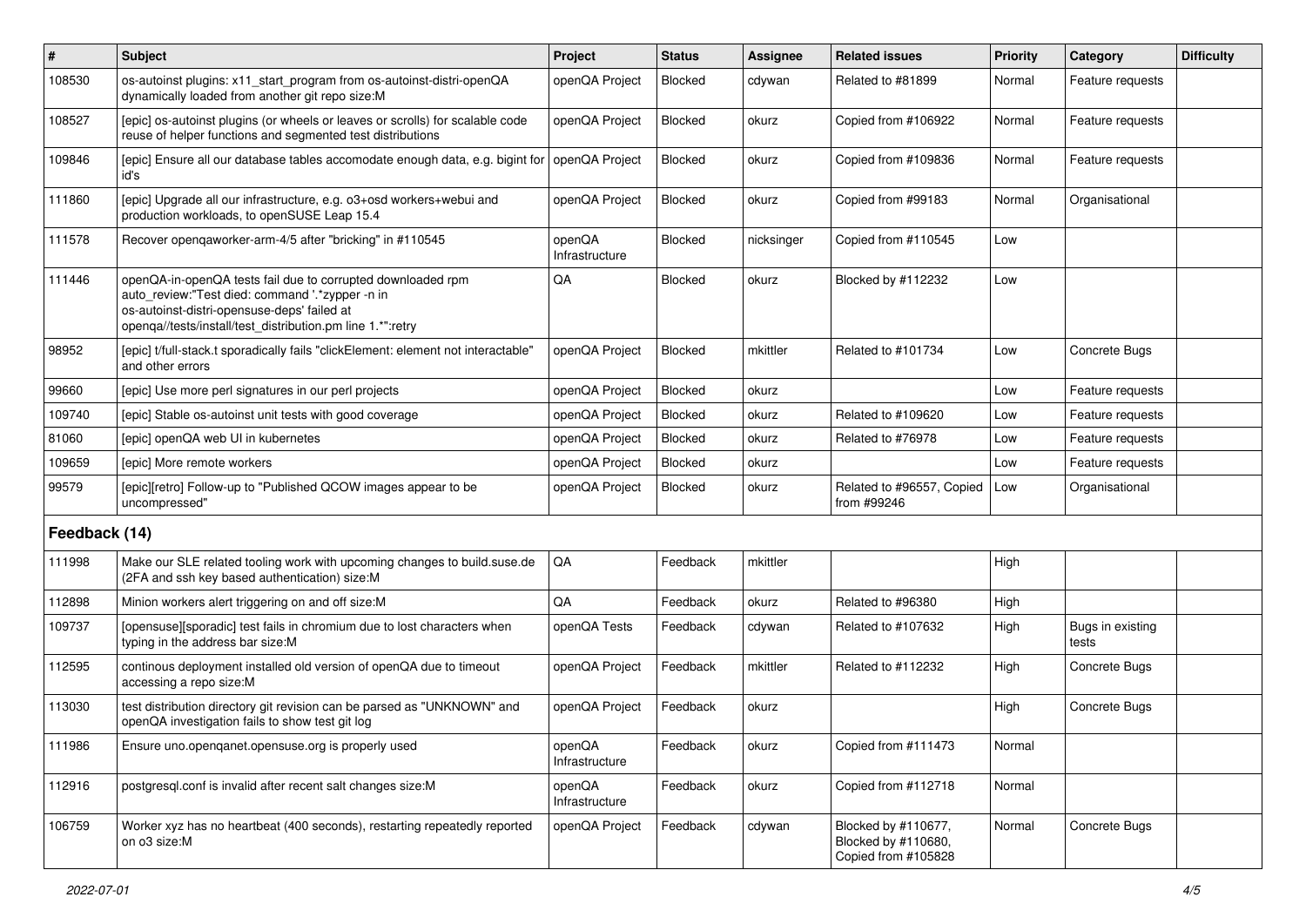| # | Subject | Project | Status | Assignee | Related issues | Priority | Category | Difficulty |
|---|---|---|---|---|---|---|---|---|
| 108530 | os-autoinst plugins: x11_start_program from os-autoinst-distri-openQA dynamically loaded from another git repo size:M | openQA Project | Blocked | cdywan | Related to #81899 | Normal | Feature requests | |
| 108527 | [epic] os-autoinst plugins (or wheels or leaves or scrolls) for scalable code reuse of helper functions and segmented test distributions | openQA Project | Blocked | okurz | Copied from #106922 | Normal | Feature requests | |
| 109846 | [epic] Ensure all our database tables accomodate enough data, e.g. bigint for id's | openQA Project | Blocked | okurz | Copied from #109836 | Normal | Feature requests | |
| 111860 | [epic] Upgrade all our infrastructure, e.g. o3+osd workers+webui and production workloads, to openSUSE Leap 15.4 | openQA Project | Blocked | okurz | Copied from #99183 | Normal | Organisational | |
| 111578 | Recover openqaworker-arm-4/5 after "bricking" in #110545 | openQA Infrastructure | Blocked | nicksinger | Copied from #110545 | Low | | |
| 111446 | openQA-in-openQA tests fail due to corrupted downloaded rpm auto_review:"Test died: command '.*zypper -n in os-autoinst-distri-opensuse-deps' failed at openqa//tests/install/test_distribution.pm line 1.*":retry | QA | Blocked | okurz | Blocked by #112232 | Low | | |
| 98952 | [epic] t/full-stack.t sporadically fails "clickElement: element not interactable" and other errors | openQA Project | Blocked | mkittler | Related to #101734 | Low | Concrete Bugs | |
| 99660 | [epic] Use more perl signatures in our perl projects | openQA Project | Blocked | okurz | | Low | Feature requests | |
| 109740 | [epic] Stable os-autoinst unit tests with good coverage | openQA Project | Blocked | okurz | Related to #109620 | Low | Feature requests | |
| 81060 | [epic] openQA web UI in kubernetes | openQA Project | Blocked | okurz | Related to #76978 | Low | Feature requests | |
| 109659 | [epic] More remote workers | openQA Project | Blocked | okurz | | Low | Feature requests | |
| 99579 | [epic][retro] Follow-up to "Published QCOW images appear to be uncompressed" | openQA Project | Blocked | okurz | Related to #96557, Copied from #99246 | Low | Organisational | |
| **Feedback (14)** | | | | | | | | |
| 111998 | Make our SLE related tooling work with upcoming changes to build.suse.de (2FA and ssh key based authentication) size:M | QA | Feedback | mkittler | | High | | |
| 112898 | Minion workers alert triggering on and off size:M | QA | Feedback | okurz | Related to #96380 | High | | |
| 109737 | [opensuse][sporadic] test fails in chromium due to lost characters when typing in the address bar size:M | openQA Tests | Feedback | cdywan | Related to #107632 | High | Bugs in existing tests | |
| 112595 | continous deployment installed old version of openQA due to timeout accessing a repo size:M | openQA Project | Feedback | mkittler | Related to #112232 | High | Concrete Bugs | |
| 113030 | test distribution directory git revision can be parsed as "UNKNOWN" and openQA investigation fails to show test git log | openQA Project | Feedback | okurz | | High | Concrete Bugs | |
| 111986 | Ensure uno.openqanet.opensuse.org is properly used | openQA Infrastructure | Feedback | okurz | Copied from #111473 | Normal | | |
| 112916 | postgresql.conf is invalid after recent salt changes size:M | openQA Infrastructure | Feedback | okurz | Copied from #112718 | Normal | | |
| 106759 | Worker xyz has no heartbeat (400 seconds), restarting repeatedly reported on o3 size:M | openQA Project | Feedback | cdywan | Blocked by #110677, Blocked by #110680, Copied from #105828 | Normal | Concrete Bugs | |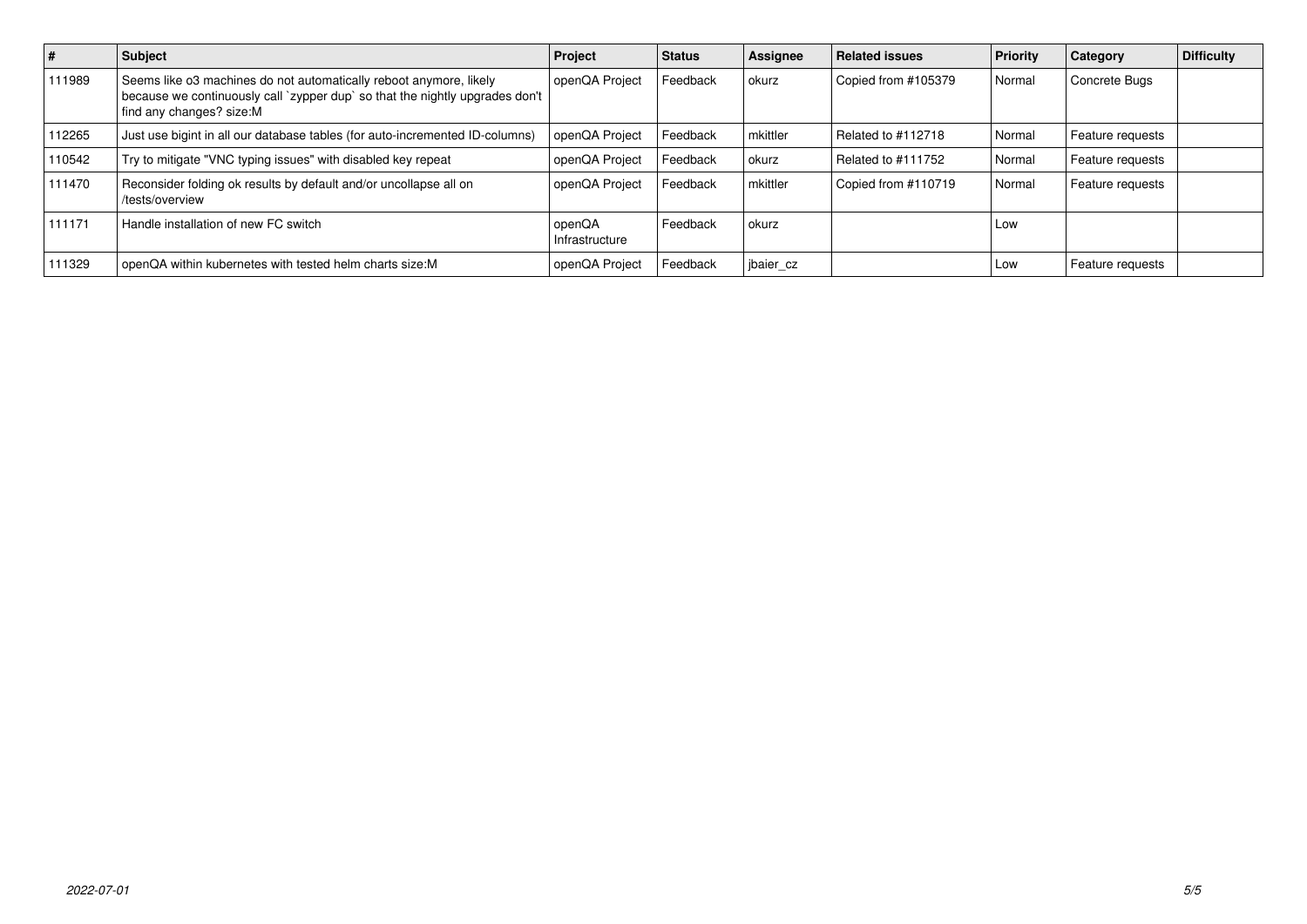| # | Subject | Project | Status | Assignee | Related issues | Priority | Category | Difficulty |
|---|---|---|---|---|---|---|---|---|
| 111989 | Seems like o3 machines do not automatically reboot anymore, likely because we continuously call `zypper dup` so that the nightly upgrades don't find any changes? size:M | openQA Project | Feedback | okurz | Copied from #105379 | Normal | Concrete Bugs | |
| 112265 | Just use bigint in all our database tables (for auto-incremented ID-columns) | openQA Project | Feedback | mkittler | Related to #112718 | Normal | Feature requests | |
| 110542 | Try to mitigate "VNC typing issues" with disabled key repeat | openQA Project | Feedback | okurz | Related to #111752 | Normal | Feature requests | |
| 111470 | Reconsider folding ok results by default and/or uncollapse all on /tests/overview | openQA Project | Feedback | mkittler | Copied from #110719 | Normal | Feature requests | |
| 111171 | Handle installation of new FC switch | openQA Infrastructure | Feedback | okurz | | Low | | |
| 111329 | openQA within kubernetes with tested helm charts size:M | openQA Project | Feedback | jbaier_cz | | Low | Feature requests | |